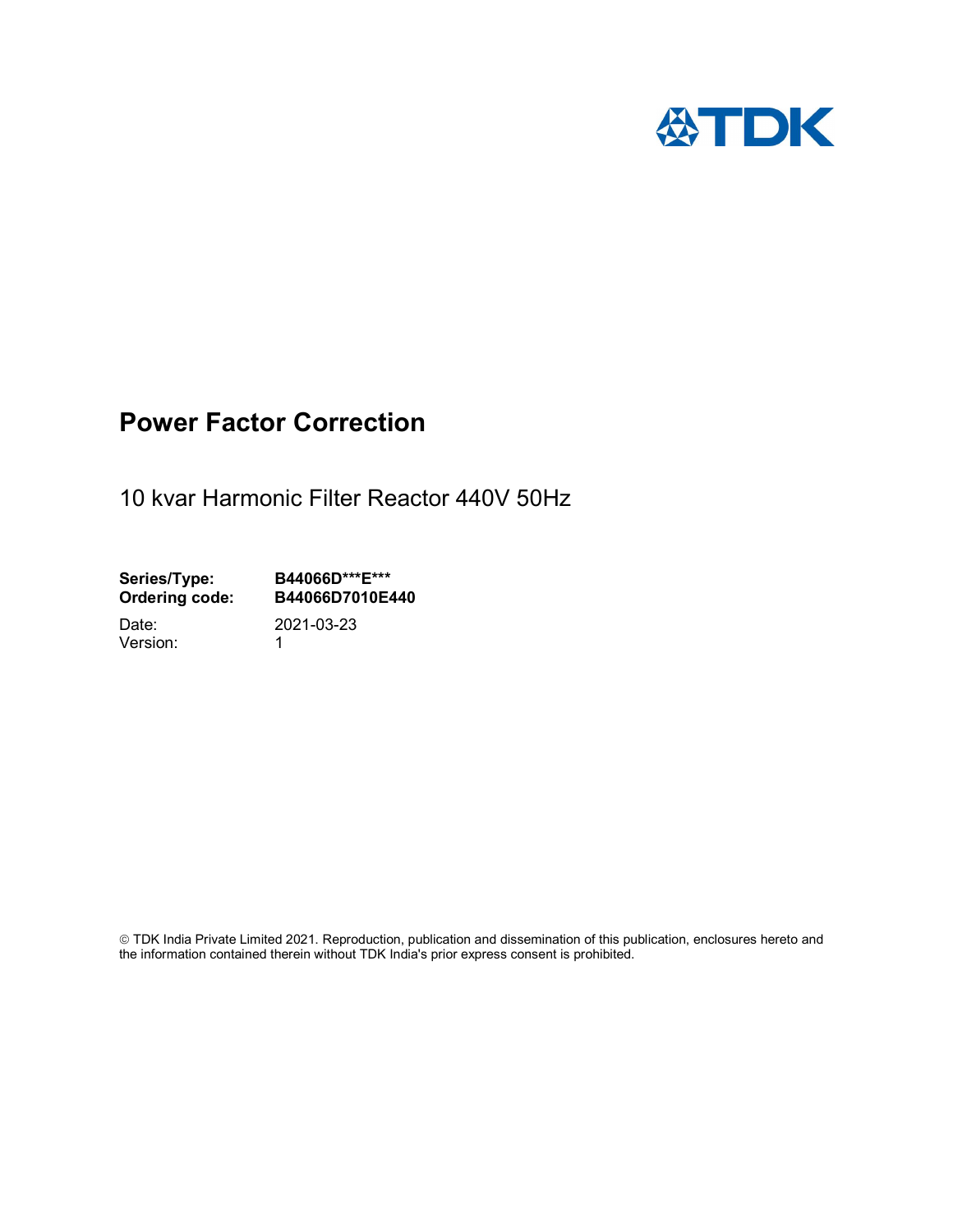TDK

# Power Factor Correction

10 kvar Harmonic Filter Reactor 440V 50Hz

**Series/Type:** **B44066D\*\*\*E\*\*\***
**Ordering code:** **B44066D7010E440**

Date: 2021-03-23
Version: 1

© TDK India Private Limited 2021. Reproduction, publication and dissemination of this publication, enclosures hereto and the information contained therein without TDK India's prior express consent is prohibited.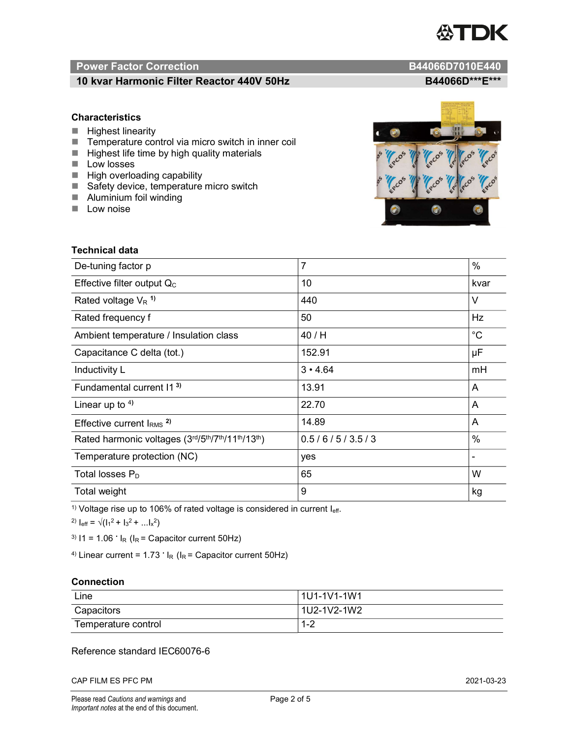## Power Factor Correction — B44066D7010E440

### 10 kvar Harmonic Filter Reactor 440V 50Hz — B44066D\*\*\*E\*\*\*

### Characteristics

- Highest linearity
- Temperature control via micro switch in inner coil
- Highest life time by high quality materials
- Low losses
- High overloading capability
- Safety device, temperature micro switch
- Aluminium foil winding
- Low noise

### Technical data

| Parameter | Value | Unit |
|---|---|---|
| De-tuning factor p | 7 | % |
| Effective filter output $Q_C$ | 10 | kvar |
| Rated voltage $V_R$ [1)] | 440 | V |
| Rated frequency f | 50 | Hz |
| Ambient temperature / Insulation class | 40 / H | °C |
| Capacitance C delta (tot.) | 152.91 | µF |
| Inductivity L | 3 • 4.64 | mH |
| Fundamental current I1 [3)] | 13.91 | A |
| Linear up to [4)] | 22.70 | A |
| Effective current $I_{RMS}$ [2)] | 14.89 | A |
| Rated harmonic voltages (3rd/5th/7th/11th/13th) | 0.5 / 6 / 5 / 3.5 / 3 | % |
| Temperature protection (NC) | yes | - |
| Total losses $P_D$ | 65 | W |
| Total weight | 9 | kg |

[1)] Voltage rise up to 106% of rated voltage is considered in current $I_{eff}$.

[2)] $I_{eff} = \sqrt{(I_1^2 + I_3^2 + \ldots I_x^2)}$

[3)] $I1 = 1.06 \cdot I_R$ ($I_R$ = Capacitor current 50Hz)

[4)] Linear current = $1.73 \cdot I_R$ ($I_R$ = Capacitor current 50Hz)

### Connection

| | |
|---|---|
| Line | 1U1-1V1-1W1 |
| Capacitors | 1U2-1V2-1W2 |
| Temperature control | 1-2 |

Reference standard IEC60076-6

CAP FILM ES PFC PM — 2021-03-23

Please read *Cautions and warnings* and *Important notes* at the end of this document.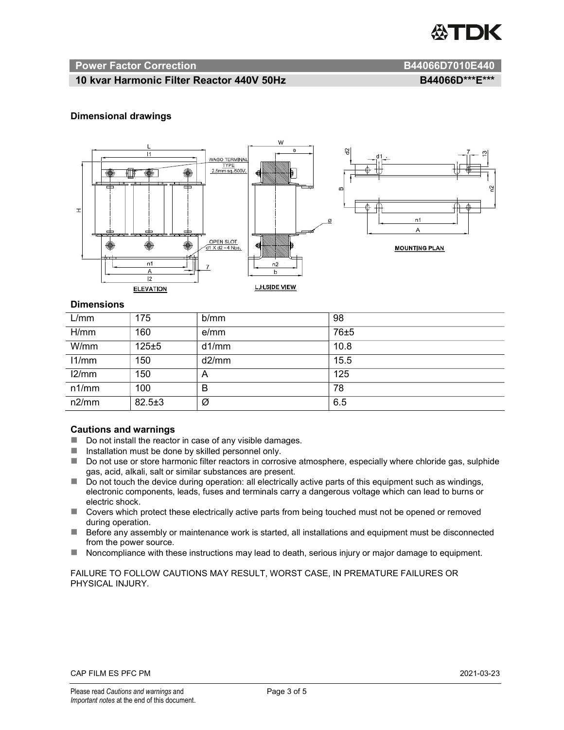## Power Factor Correction B44066D7010E440

### 10 kvar Harmonic Filter Reactor 440V 50Hz B44066D***E***

### Dimensional drawings

### Dimensions

| L/mm | 175 | b/mm | 98 |
|---|---|---|---|
| H/mm | 160 | e/mm | 76±5 |
| W/mm | 125±5 | d1/mm | 10.8 |
| l1/mm | 150 | d2/mm | 15.5 |
| l2/mm | 150 | A | 125 |
| n1/mm | 100 | B | 78 |
| n2/mm | 82.5±3 | Ø | 6.5 |

### Cautions and warnings

- Do not install the reactor in case of any visible damages.
- Installation must be done by skilled personnel only.
- Do not use or store harmonic filter reactors in corrosive atmosphere, especially where chloride gas, sulphide gas, acid, alkali, salt or similar substances are present.
- Do not touch the device during operation: all electrically active parts of this equipment such as windings, electronic components, leads, fuses and terminals carry a dangerous voltage which can lead to burns or electric shock.
- Covers which protect these electrically active parts from being touched must not be opened or removed during operation.
- Before any assembly or maintenance work is started, all installations and equipment must be disconnected from the power source.
- Noncompliance with these instructions may lead to death, serious injury or major damage to equipment.

FAILURE TO FOLLOW CAUTIONS MAY RESULT, WORST CASE, IN PREMATURE FAILURES OR PHYSICAL INJURY.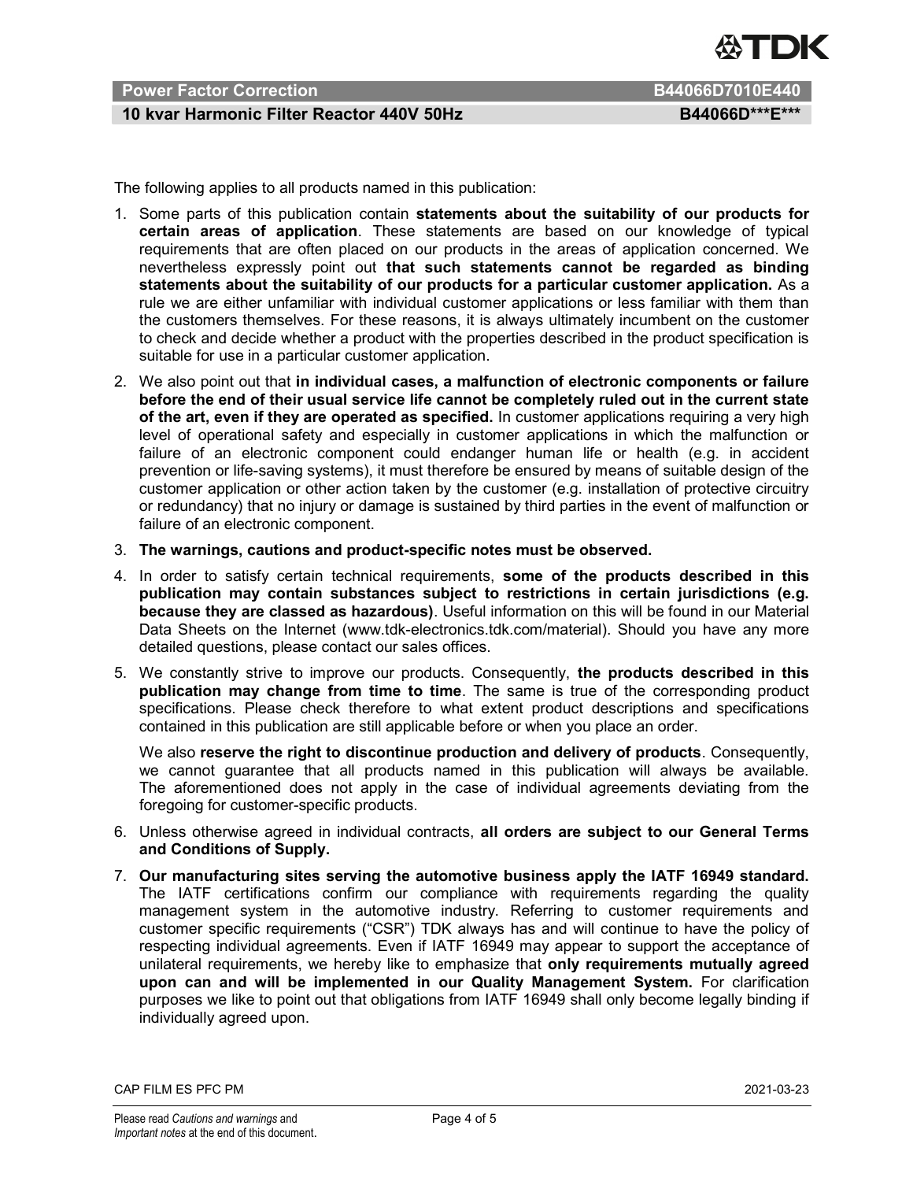The following applies to all products named in this publication:

1. Some parts of this publication contain **statements about the suitability of our products for certain areas of application**. These statements are based on our knowledge of typical requirements that are often placed on our products in the areas of application concerned. We nevertheless expressly point out **that such statements cannot be regarded as binding statements about the suitability of our products for a particular customer application.** As a rule we are either unfamiliar with individual customer applications or less familiar with them than the customers themselves. For these reasons, it is always ultimately incumbent on the customer to check and decide whether a product with the properties described in the product specification is suitable for use in a particular customer application.
2. We also point out that **in individual cases, a malfunction of electronic components or failure before the end of their usual service life cannot be completely ruled out in the current state of the art, even if they are operated as specified.** In customer applications requiring a very high level of operational safety and especially in customer applications in which the malfunction or failure of an electronic component could endanger human life or health (e.g. in accident prevention or life-saving systems), it must therefore be ensured by means of suitable design of the customer application or other action taken by the customer (e.g. installation of protective circuitry or redundancy) that no injury or damage is sustained by third parties in the event of malfunction or failure of an electronic component.
3. **The warnings, cautions and product-specific notes must be observed.**
4. In order to satisfy certain technical requirements, **some of the products described in this publication may contain substances subject to restrictions in certain jurisdictions (e.g. because they are classed as hazardous)**. Useful information on this will be found in our Material Data Sheets on the Internet (www.tdk-electronics.tdk.com/material). Should you have any more detailed questions, please contact our sales offices.
5. We constantly strive to improve our products. Consequently, **the products described in this publication may change from time to time**. The same is true of the corresponding product specifications. Please check therefore to what extent product descriptions and specifications contained in this publication are still applicable before or when you place an order.

   We also **reserve the right to discontinue production and delivery of products**. Consequently, we cannot guarantee that all products named in this publication will always be available. The aforementioned does not apply in the case of individual agreements deviating from the foregoing for customer-specific products.
6. Unless otherwise agreed in individual contracts, **all orders are subject to our General Terms and Conditions of Supply.**
7. **Our manufacturing sites serving the automotive business apply the IATF 16949 standard.** The IATF certifications confirm our compliance with requirements regarding the quality management system in the automotive industry. Referring to customer requirements and customer specific requirements ("CSR") TDK always has and will continue to have the policy of respecting individual agreements. Even if IATF 16949 may appear to support the acceptance of unilateral requirements, we hereby like to emphasize that **only requirements mutually agreed upon can and will be implemented in our Quality Management System.** For clarification purposes we like to point out that obligations from IATF 16949 shall only become legally binding if individually agreed upon.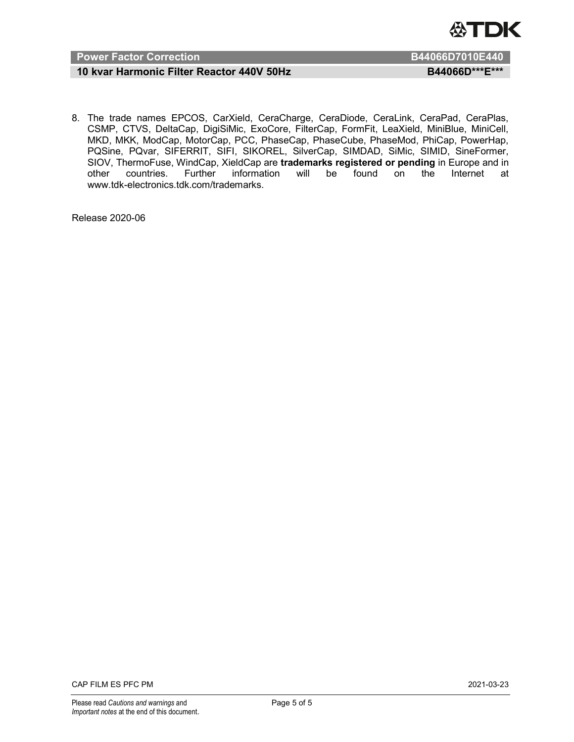8. The trade names EPCOS, CarXield, CeraCharge, CeraDiode, CeraLink, CeraPad, CeraPlas, CSMP, CTVS, DeltaCap, DigiSiMic, ExoCore, FilterCap, FormFit, LeaXield, MiniBlue, MiniCell, MKD, MKK, ModCap, MotorCap, PCC, PhaseCap, PhaseCube, PhaseMod, PhiCap, PowerHap, PQSine, PQvar, SIFERRIT, SIFI, SIKOREL, SilverCap, SIMDAD, SiMic, SIMID, SineFormer, SIOV, ThermoFuse, WindCap, XieldCap are **trademarks registered or pending** in Europe and in other countries. Further information will be found on the Internet at www.tdk-electronics.tdk.com/trademarks.

Release 2020-06